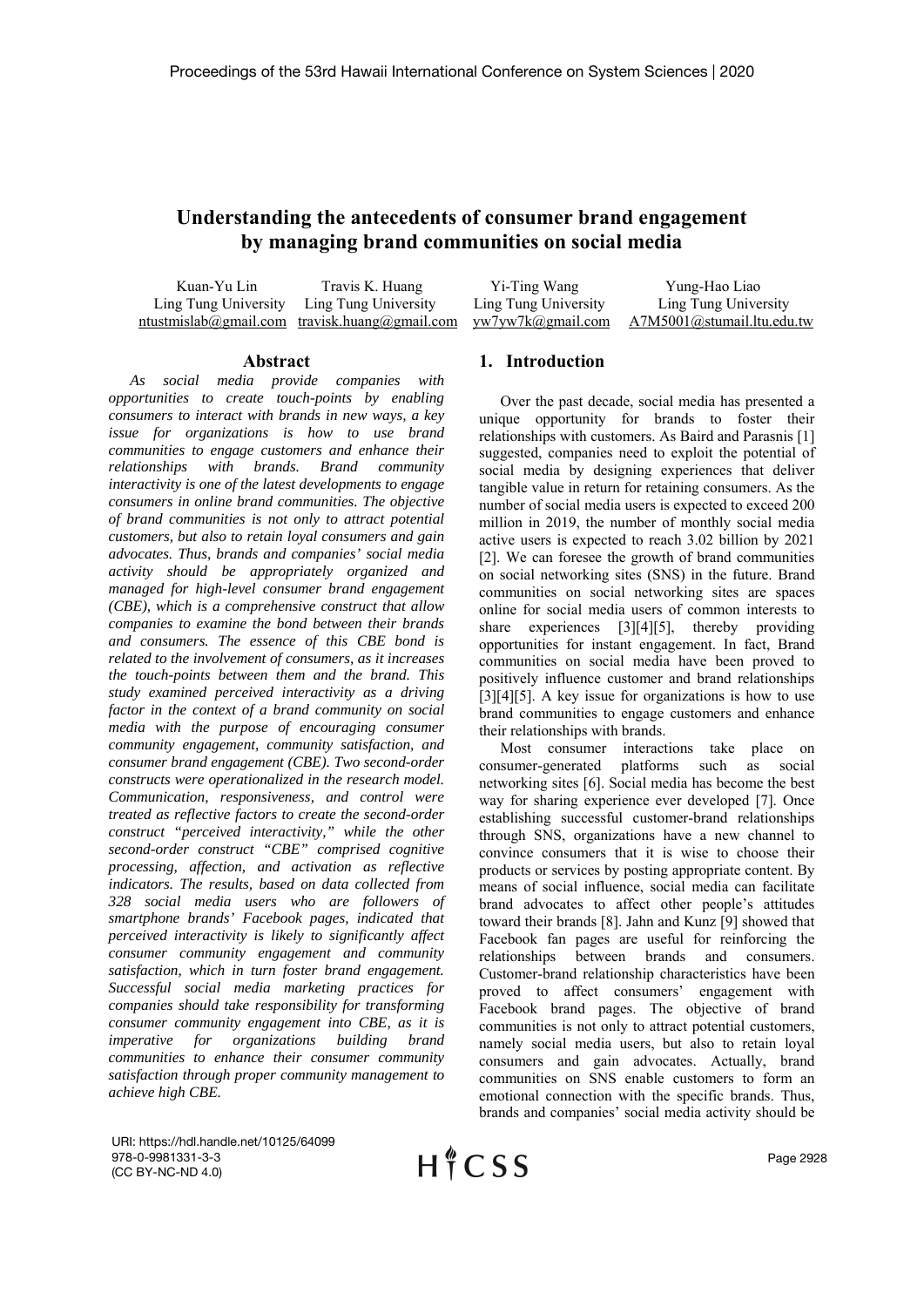# Understanding the antecedents of consumer brand engagement by managing brand communities on social media

Kuan-Yu Lin
Ling Tung University
ntustmislab@gmail.com

Travis K. Huang
Ling Tung University
travisk.huang@gmail.com

Yi-Ting Wang
Ling Tung University
yw7yw7k@gmail.com

Yung-Hao Liao
Ling Tung University
A7M5001@stumail.ltu.edu.tw

## Abstract

*As social media provide companies with opportunities to create touch-points by enabling consumers to interact with brands in new ways, a key issue for organizations is how to use brand communities to engage customers and enhance their relationships with brands. Brand community interactivity is one of the latest developments to engage consumers in online brand communities. The objective of brand communities is not only to attract potential customers, but also to retain loyal consumers and gain advocates. Thus, brands and companies' social media activity should be appropriately organized and managed for high-level consumer brand engagement (CBE), which is a comprehensive construct that allow companies to examine the bond between their brands and consumers. The essence of this CBE bond is related to the involvement of consumers, as it increases the touch-points between them and the brand. This study examined perceived interactivity as a driving factor in the context of a brand community on social media with the purpose of encouraging consumer community engagement, community satisfaction, and consumer brand engagement (CBE). Two second-order constructs were operationalized in the research model. Communication, responsiveness, and control were treated as reflective factors to create the second-order construct "perceived interactivity," while the other second-order construct "CBE" comprised cognitive processing, affection, and activation as reflective indicators. The results, based on data collected from 328 social media users who are followers of smartphone brands' Facebook pages, indicated that perceived interactivity is likely to significantly affect consumer community engagement and community satisfaction, which in turn foster brand engagement. Successful social media marketing practices for companies should take responsibility for transforming consumer community engagement into CBE, as it is imperative for organizations building brand communities to enhance their consumer community satisfaction through proper community management to achieve high CBE.*

## 1. Introduction

Over the past decade, social media has presented a unique opportunity for brands to foster their relationships with customers. As Baird and Parasnis [1] suggested, companies need to exploit the potential of social media by designing experiences that deliver tangible value in return for retaining consumers. As the number of social media users is expected to exceed 200 million in 2019, the number of monthly social media active users is expected to reach 3.02 billion by 2021 [2]. We can foresee the growth of brand communities on social networking sites (SNS) in the future. Brand communities on social networking sites are spaces online for social media users of common interests to share experiences [3][4][5], thereby providing opportunities for instant engagement. In fact, Brand communities on social media have been proved to positively influence customer and brand relationships [3][4][5]. A key issue for organizations is how to use brand communities to engage customers and enhance their relationships with brands.

Most consumer interactions take place on consumer-generated platforms such as social networking sites [6]. Social media has become the best way for sharing experience ever developed [7]. Once establishing successful customer-brand relationships through SNS, organizations have a new channel to convince consumers that it is wise to choose their products or services by posting appropriate content. By means of social influence, social media can facilitate brand advocates to affect other people's attitudes toward their brands [8]. Jahn and Kunz [9] showed that Facebook fan pages are useful for reinforcing the relationships between brands and consumers. Customer-brand relationship characteristics have been proved to affect consumers' engagement with Facebook brand pages. The objective of brand communities is not only to attract potential customers, namely social media users, but also to retain loyal consumers and gain advocates. Actually, brand communities on SNS enable customers to form an emotional connection with the specific brands. Thus, brands and companies' social media activity should be

URI: https://hdl.handle.net/10125/64099
978-0-9981331-3-3
(CC BY-NC-ND 4.0)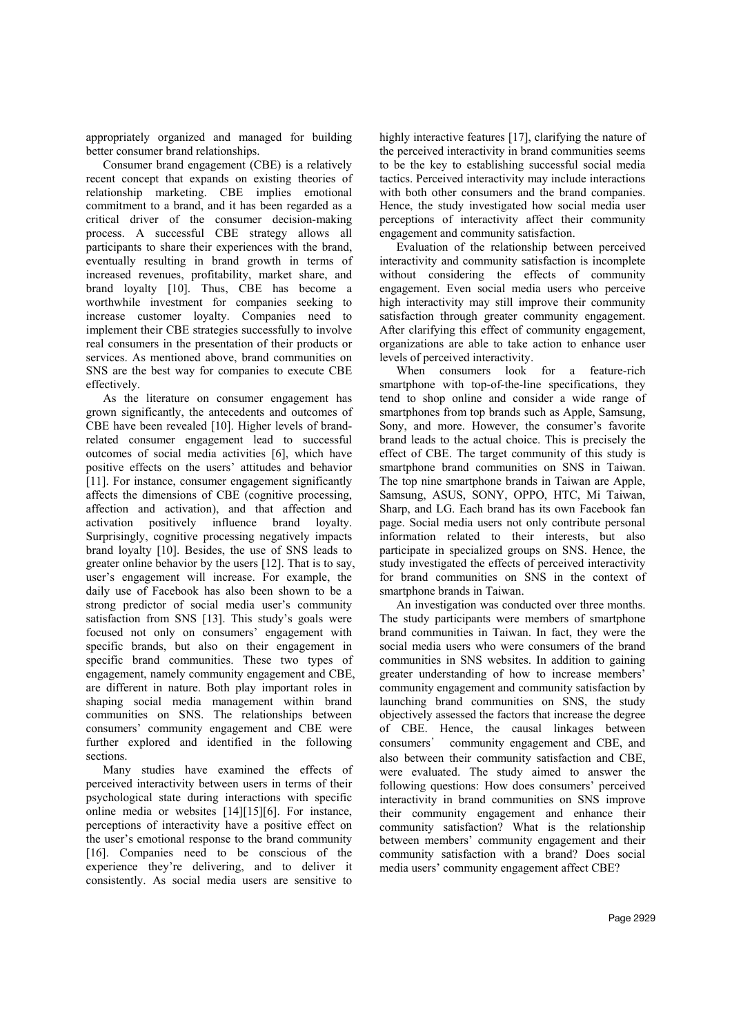appropriately organized and managed for building better consumer brand relationships.

Consumer brand engagement (CBE) is a relatively recent concept that expands on existing theories of relationship marketing. CBE implies emotional commitment to a brand, and it has been regarded as a critical driver of the consumer decision-making process. A successful CBE strategy allows all participants to share their experiences with the brand, eventually resulting in brand growth in terms of increased revenues, profitability, market share, and brand loyalty [10]. Thus, CBE has become a worthwhile investment for companies seeking to increase customer loyalty. Companies need to implement their CBE strategies successfully to involve real consumers in the presentation of their products or services. As mentioned above, brand communities on SNS are the best way for companies to execute CBE effectively.

As the literature on consumer engagement has grown significantly, the antecedents and outcomes of CBE have been revealed [10]. Higher levels of brand-related consumer engagement lead to successful outcomes of social media activities [6], which have positive effects on the users' attitudes and behavior [11]. For instance, consumer engagement significantly affects the dimensions of CBE (cognitive processing, affection and activation), and that affection and activation positively influence brand loyalty. Surprisingly, cognitive processing negatively impacts brand loyalty [10]. Besides, the use of SNS leads to greater online behavior by the users [12]. That is to say, user's engagement will increase. For example, the daily use of Facebook has also been shown to be a strong predictor of social media user's community satisfaction from SNS [13]. This study's goals were focused not only on consumers' engagement with specific brands, but also on their engagement in specific brand communities. These two types of engagement, namely community engagement and CBE, are different in nature. Both play important roles in shaping social media management within brand communities on SNS. The relationships between consumers' community engagement and CBE were further explored and identified in the following sections.

Many studies have examined the effects of perceived interactivity between users in terms of their psychological state during interactions with specific online media or websites [14][15][6]. For instance, perceptions of interactivity have a positive effect on the user's emotional response to the brand community [16]. Companies need to be conscious of the experience they're delivering, and to deliver it consistently. As social media users are sensitive to highly interactive features [17], clarifying the nature of the perceived interactivity in brand communities seems to be the key to establishing successful social media tactics. Perceived interactivity may include interactions with both other consumers and the brand companies. Hence, the study investigated how social media user perceptions of interactivity affect their community engagement and community satisfaction.

Evaluation of the relationship between perceived interactivity and community satisfaction is incomplete without considering the effects of community engagement. Even social media users who perceive high interactivity may still improve their community satisfaction through greater community engagement. After clarifying this effect of community engagement, organizations are able to take action to enhance user levels of perceived interactivity.

When consumers look for a feature-rich smartphone with top-of-the-line specifications, they tend to shop online and consider a wide range of smartphones from top brands such as Apple, Samsung, Sony, and more. However, the consumer's favorite brand leads to the actual choice. This is precisely the effect of CBE. The target community of this study is smartphone brand communities on SNS in Taiwan. The top nine smartphone brands in Taiwan are Apple, Samsung, ASUS, SONY, OPPO, HTC, Mi Taiwan, Sharp, and LG. Each brand has its own Facebook fan page. Social media users not only contribute personal information related to their interests, but also participate in specialized groups on SNS. Hence, the study investigated the effects of perceived interactivity for brand communities on SNS in the context of smartphone brands in Taiwan.

An investigation was conducted over three months. The study participants were members of smartphone brand communities in Taiwan. In fact, they were the social media users who were consumers of the brand communities in SNS websites. In addition to gaining greater understanding of how to increase members' community engagement and community satisfaction by launching brand communities on SNS, the study objectively assessed the factors that increase the degree of CBE. Hence, the causal linkages between consumers' community engagement and CBE, and also between their community satisfaction and CBE, were evaluated. The study aimed to answer the following questions: How does consumers' perceived interactivity in brand communities on SNS improve their community engagement and enhance their community satisfaction? What is the relationship between members' community engagement and their community satisfaction with a brand? Does social media users' community engagement affect CBE?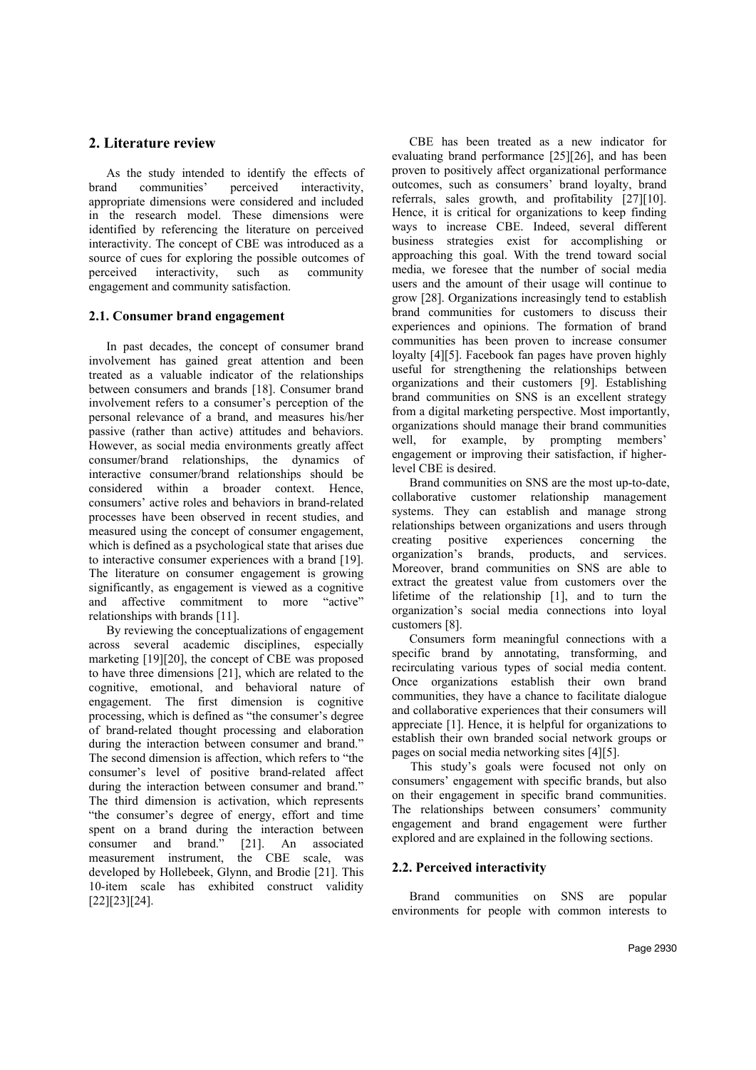## 2. Literature review

As the study intended to identify the effects of brand communities' perceived interactivity, appropriate dimensions were considered and included in the research model. These dimensions were identified by referencing the literature on perceived interactivity. The concept of CBE was introduced as a source of cues for exploring the possible outcomes of perceived interactivity, such as community engagement and community satisfaction.

### 2.1. Consumer brand engagement

In past decades, the concept of consumer brand involvement has gained great attention and been treated as a valuable indicator of the relationships between consumers and brands [18]. Consumer brand involvement refers to a consumer's perception of the personal relevance of a brand, and measures his/her passive (rather than active) attitudes and behaviors. However, as social media environments greatly affect consumer/brand relationships, the dynamics of interactive consumer/brand relationships should be considered within a broader context. Hence, consumers' active roles and behaviors in brand-related processes have been observed in recent studies, and measured using the concept of consumer engagement, which is defined as a psychological state that arises due to interactive consumer experiences with a brand [19]. The literature on consumer engagement is growing significantly, as engagement is viewed as a cognitive and affective commitment to more "active" relationships with brands [11].

By reviewing the conceptualizations of engagement across several academic disciplines, especially marketing [19][20], the concept of CBE was proposed to have three dimensions [21], which are related to the cognitive, emotional, and behavioral nature of engagement. The first dimension is cognitive processing, which is defined as "the consumer's degree of brand-related thought processing and elaboration during the interaction between consumer and brand." The second dimension is affection, which refers to "the consumer's level of positive brand-related affect during the interaction between consumer and brand." The third dimension is activation, which represents "the consumer's degree of energy, effort and time spent on a brand during the interaction between consumer and brand." [21]. An associated measurement instrument, the CBE scale, was developed by Hollebeek, Glynn, and Brodie [21]. This 10-item scale has exhibited construct validity [22][23][24].

CBE has been treated as a new indicator for evaluating brand performance [25][26], and has been proven to positively affect organizational performance outcomes, such as consumers' brand loyalty, brand referrals, sales growth, and profitability [27][10]. Hence, it is critical for organizations to keep finding ways to increase CBE. Indeed, several different business strategies exist for accomplishing or approaching this goal. With the trend toward social media, we foresee that the number of social media users and the amount of their usage will continue to grow [28]. Organizations increasingly tend to establish brand communities for customers to discuss their experiences and opinions. The formation of brand communities has been proven to increase consumer loyalty [4][5]. Facebook fan pages have proven highly useful for strengthening the relationships between organizations and their customers [9]. Establishing brand communities on SNS is an excellent strategy from a digital marketing perspective. Most importantly, organizations should manage their brand communities well, for example, by prompting members' engagement or improving their satisfaction, if higher-level CBE is desired.

Brand communities on SNS are the most up-to-date, collaborative customer relationship management systems. They can establish and manage strong relationships between organizations and users through creating positive experiences concerning the organization's brands, products, and services. Moreover, brand communities on SNS are able to extract the greatest value from customers over the lifetime of the relationship [1], and to turn the organization's social media connections into loyal customers [8].

Consumers form meaningful connections with a specific brand by annotating, transforming, and recirculating various types of social media content. Once organizations establish their own brand communities, they have a chance to facilitate dialogue and collaborative experiences that their consumers will appreciate [1]. Hence, it is helpful for organizations to establish their own branded social network groups or pages on social media networking sites [4][5].

This study's goals were focused not only on consumers' engagement with specific brands, but also on their engagement in specific brand communities. The relationships between consumers' community engagement and brand engagement were further explored and are explained in the following sections.

### 2.2. Perceived interactivity

Brand communities on SNS are popular environments for people with common interests to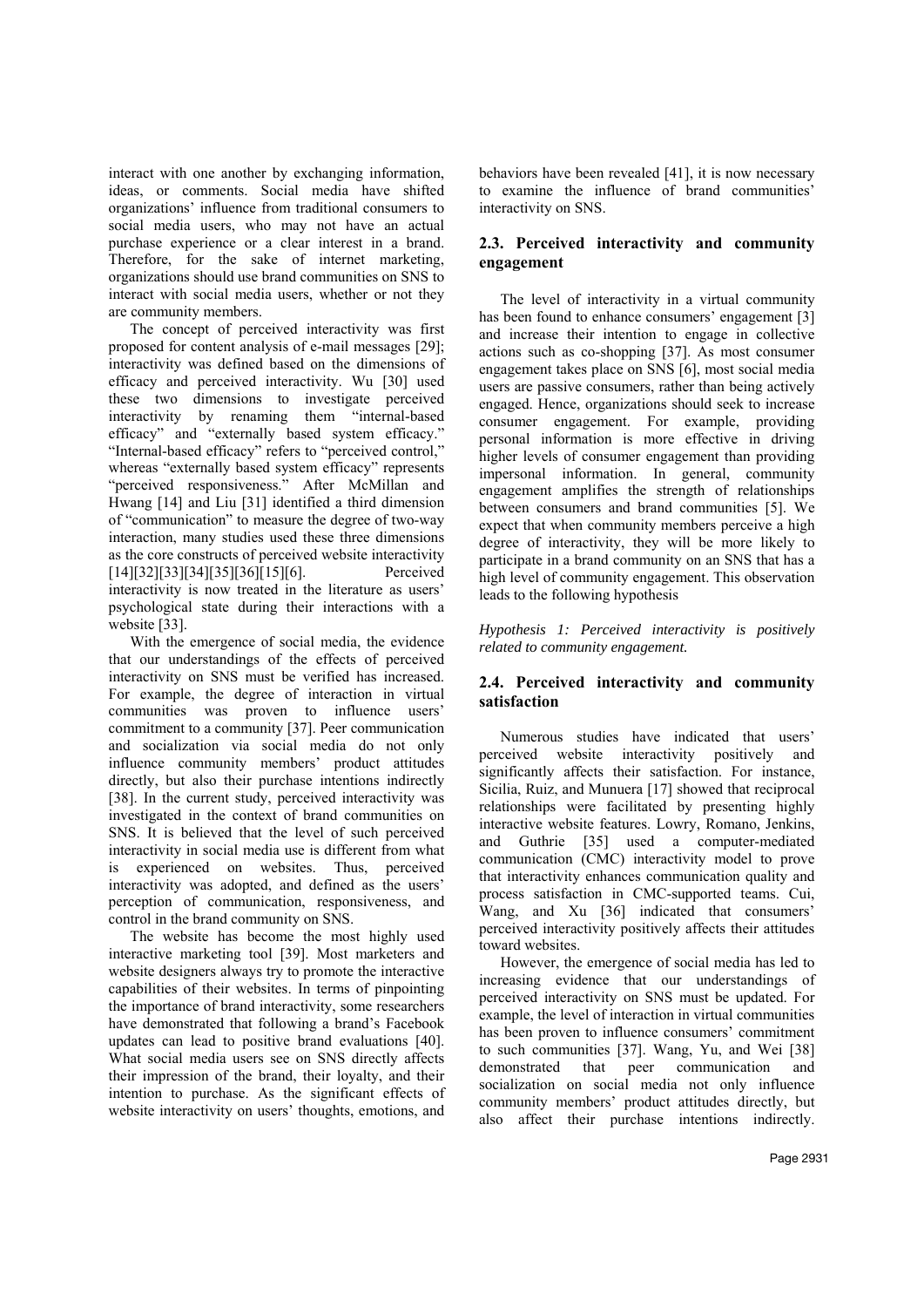interact with one another by exchanging information, ideas, or comments. Social media have shifted organizations' influence from traditional consumers to social media users, who may not have an actual purchase experience or a clear interest in a brand. Therefore, for the sake of internet marketing, organizations should use brand communities on SNS to interact with social media users, whether or not they are community members.

The concept of perceived interactivity was first proposed for content analysis of e-mail messages [29]; interactivity was defined based on the dimensions of efficacy and perceived interactivity. Wu [30] used these two dimensions to investigate perceived interactivity by renaming them "internal-based efficacy" and "externally based system efficacy." "Internal-based efficacy" refers to "perceived control," whereas "externally based system efficacy" represents "perceived responsiveness." After McMillan and Hwang [14] and Liu [31] identified a third dimension of "communication" to measure the degree of two-way interaction, many studies used these three dimensions as the core constructs of perceived website interactivity [14][32][33][34][35][36][15][6]. Perceived interactivity is now treated in the literature as users' psychological state during their interactions with a website [33].

With the emergence of social media, the evidence that our understandings of the effects of perceived interactivity on SNS must be verified has increased. For example, the degree of interaction in virtual communities was proven to influence users' commitment to a community [37]. Peer communication and socialization via social media do not only influence community members' product attitudes directly, but also their purchase intentions indirectly [38]. In the current study, perceived interactivity was investigated in the context of brand communities on SNS. It is believed that the level of such perceived interactivity in social media use is different from what is experienced on websites. Thus, perceived interactivity was adopted, and defined as the users' perception of communication, responsiveness, and control in the brand community on SNS.

The website has become the most highly used interactive marketing tool [39]. Most marketers and website designers always try to promote the interactive capabilities of their websites. In terms of pinpointing the importance of brand interactivity, some researchers have demonstrated that following a brand's Facebook updates can lead to positive brand evaluations [40]. What social media users see on SNS directly affects their impression of the brand, their loyalty, and their intention to purchase. As the significant effects of website interactivity on users' thoughts, emotions, and behaviors have been revealed [41], it is now necessary to examine the influence of brand communities' interactivity on SNS.

## 2.3. Perceived interactivity and community engagement

The level of interactivity in a virtual community has been found to enhance consumers' engagement [3] and increase their intention to engage in collective actions such as co-shopping [37]. As most consumer engagement takes place on SNS [6], most social media users are passive consumers, rather than being actively engaged. Hence, organizations should seek to increase consumer engagement. For example, providing personal information is more effective in driving higher levels of consumer engagement than providing impersonal information. In general, community engagement amplifies the strength of relationships between consumers and brand communities [5]. We expect that when community members perceive a high degree of interactivity, they will be more likely to participate in a brand community on an SNS that has a high level of community engagement. This observation leads to the following hypothesis

*Hypothesis 1: Perceived interactivity is positively related to community engagement.*

## 2.4. Perceived interactivity and community satisfaction

Numerous studies have indicated that users' perceived website interactivity positively and significantly affects their satisfaction. For instance, Sicilia, Ruiz, and Munuera [17] showed that reciprocal relationships were facilitated by presenting highly interactive website features. Lowry, Romano, Jenkins, and Guthrie [35] used a computer-mediated communication (CMC) interactivity model to prove that interactivity enhances communication quality and process satisfaction in CMC-supported teams. Cui, Wang, and Xu [36] indicated that consumers' perceived interactivity positively affects their attitudes toward websites.

However, the emergence of social media has led to increasing evidence that our understandings of perceived interactivity on SNS must be updated. For example, the level of interaction in virtual communities has been proven to influence consumers' commitment to such communities [37]. Wang, Yu, and Wei [38] demonstrated that peer communication and socialization on social media not only influence community members' product attitudes directly, but also affect their purchase intentions indirectly.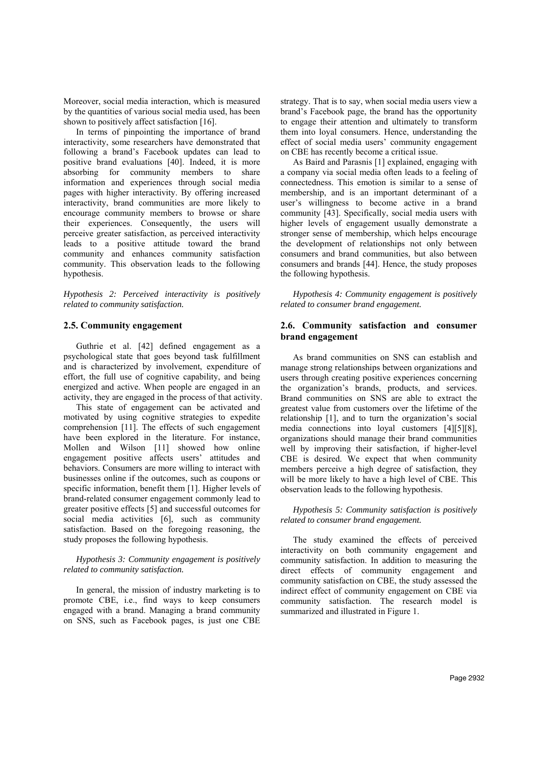Moreover, social media interaction, which is measured by the quantities of various social media used, has been shown to positively affect satisfaction [16].

In terms of pinpointing the importance of brand interactivity, some researchers have demonstrated that following a brand's Facebook updates can lead to positive brand evaluations [40]. Indeed, it is more absorbing for community members to share information and experiences through social media pages with higher interactivity. By offering increased interactivity, brand communities are more likely to encourage community members to browse or share their experiences. Consequently, the users will perceive greater satisfaction, as perceived interactivity leads to a positive attitude toward the brand community and enhances community satisfaction community. This observation leads to the following hypothesis.

*Hypothesis 2: Perceived interactivity is positively related to community satisfaction.*

### 2.5. Community engagement

Guthrie et al. [42] defined engagement as a psychological state that goes beyond task fulfillment and is characterized by involvement, expenditure of effort, the full use of cognitive capability, and being energized and active. When people are engaged in an activity, they are engaged in the process of that activity.

This state of engagement can be activated and motivated by using cognitive strategies to expedite comprehension [11]. The effects of such engagement have been explored in the literature. For instance, Mollen and Wilson [11] showed how online engagement positive affects users' attitudes and behaviors. Consumers are more willing to interact with businesses online if the outcomes, such as coupons or specific information, benefit them [1]. Higher levels of brand-related consumer engagement commonly lead to greater positive effects [5] and successful outcomes for social media activities [6], such as community satisfaction. Based on the foregoing reasoning, the study proposes the following hypothesis.

*Hypothesis 3: Community engagement is positively related to community satisfaction.*

In general, the mission of industry marketing is to promote CBE, i.e., find ways to keep consumers engaged with a brand. Managing a brand community on SNS, such as Facebook pages, is just one CBE strategy. That is to say, when social media users view a brand's Facebook page, the brand has the opportunity to engage their attention and ultimately to transform them into loyal consumers. Hence, understanding the effect of social media users' community engagement on CBE has recently become a critical issue.

As Baird and Parasnis [1] explained, engaging with a company via social media often leads to a feeling of connectedness. This emotion is similar to a sense of membership, and is an important determinant of a user's willingness to become active in a brand community [43]. Specifically, social media users with higher levels of engagement usually demonstrate a stronger sense of membership, which helps encourage the development of relationships not only between consumers and brand communities, but also between consumers and brands [44]. Hence, the study proposes the following hypothesis.

*Hypothesis 4: Community engagement is positively related to consumer brand engagement.*

### 2.6. Community satisfaction and consumer brand engagement

As brand communities on SNS can establish and manage strong relationships between organizations and users through creating positive experiences concerning the organization's brands, products, and services. Brand communities on SNS are able to extract the greatest value from customers over the lifetime of the relationship [1], and to turn the organization's social media connections into loyal customers [4][5][8], organizations should manage their brand communities well by improving their satisfaction, if higher-level CBE is desired. We expect that when community members perceive a high degree of satisfaction, they will be more likely to have a high level of CBE. This observation leads to the following hypothesis.

*Hypothesis 5: Community satisfaction is positively related to consumer brand engagement.*

The study examined the effects of perceived interactivity on both community engagement and community satisfaction. In addition to measuring the direct effects of community engagement and community satisfaction on CBE, the study assessed the indirect effect of community engagement on CBE via community satisfaction. The research model is summarized and illustrated in Figure 1.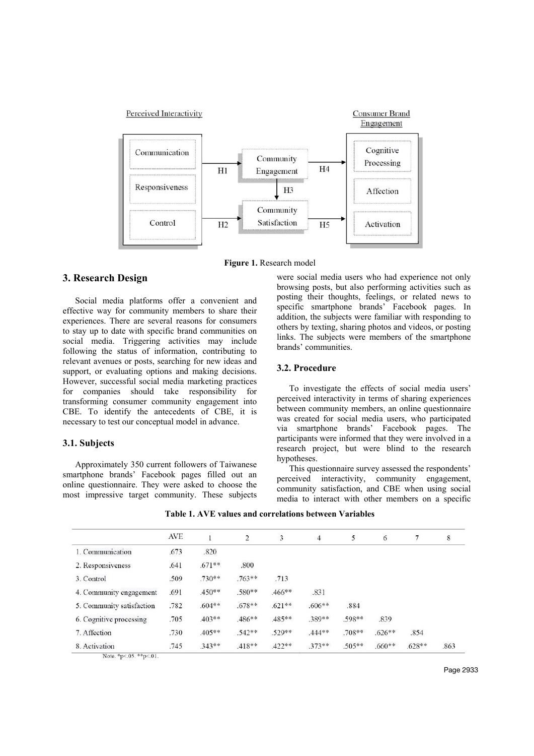Figure 1. Research model

## 3. Research Design

Social media platforms offer a convenient and effective way for community members to share their experiences. There are several reasons for consumers to stay up to date with specific brand communities on social media. Triggering activities may include following the status of information, contributing to relevant avenues or posts, searching for new ideas and support, or evaluating options and making decisions. However, successful social media marketing practices for companies should take responsibility for transforming consumer community engagement into CBE. To identify the antecedents of CBE, it is necessary to test our conceptual model in advance.

### 3.1. Subjects

Approximately 350 current followers of Taiwanese smartphone brands' Facebook pages filled out an online questionnaire. They were asked to choose the most impressive target community. These subjects were social media users who had experience not only browsing posts, but also performing activities such as posting their thoughts, feelings, or related news to specific smartphone brands' Facebook pages. In addition, the subjects were familiar with responding to others by texting, sharing photos and videos, or posting links. The subjects were members of the smartphone brands' communities.

### 3.2. Procedure

To investigate the effects of social media users' perceived interactivity in terms of sharing experiences between community members, an online questionnaire was created for social media users, who participated via smartphone brands' Facebook pages. The participants were informed that they were involved in a research project, but were blind to the research hypotheses.

This questionnaire survey assessed the respondents' perceived interactivity, community engagement, community satisfaction, and CBE when using social media to interact with other members on a specific

**Table 1. AVE values and correlations between Variables**

| | AVE | 1 | 2 | 3 | 4 | 5 | 6 | 7 | 8 |
|---|---|---|---|---|---|---|---|---|---|
| 1. Communication | .673 | .820 | | | | | | | |
| 2. Responsiveness | .641 | .671** | .800 | | | | | | |
| 3. Control | .509 | .730** | .763** | .713 | | | | | |
| 4. Community engagement | .691 | .450** | .580** | .466** | .831 | | | | |
| 5. Community satisfaction | .782 | .604** | .678** | .621** | .606** | .884 | | | |
| 6. Cognitive processing | .705 | .403** | .486** | .485** | .389** | .598** | .839 | | |
| 7. Affection | .730 | .405** | .542** | .529** | .444** | .708** | .626** | .854 | |
| 8. Activation | .745 | .343** | .418** | .422** | .373** | .505** | .660** | .628** | .863 |

Note. *$p<.05$. **$p<.01$.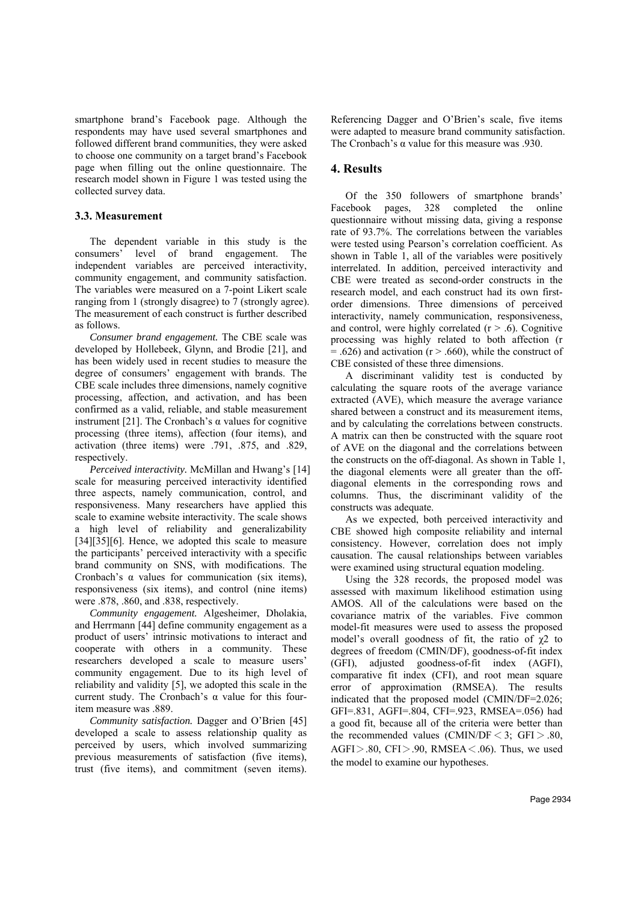smartphone brand's Facebook page. Although the respondents may have used several smartphones and followed different brand communities, they were asked to choose one community on a target brand's Facebook page when filling out the online questionnaire. The research model shown in Figure 1 was tested using the collected survey data.

### 3.3. Measurement

The dependent variable in this study is the consumers' level of brand engagement. The independent variables are perceived interactivity, community engagement, and community satisfaction. The variables were measured on a 7-point Likert scale ranging from 1 (strongly disagree) to 7 (strongly agree). The measurement of each construct is further described as follows.

*Consumer brand engagement.* The CBE scale was developed by Hollebeek, Glynn, and Brodie [21], and has been widely used in recent studies to measure the degree of consumers' engagement with brands. The CBE scale includes three dimensions, namely cognitive processing, affection, and activation, and has been confirmed as a valid, reliable, and stable measurement instrument [21]. The Cronbach's α values for cognitive processing (three items), affection (four items), and activation (three items) were .791, .875, and .829, respectively.

*Perceived interactivity.* McMillan and Hwang's [14] scale for measuring perceived interactivity identified three aspects, namely communication, control, and responsiveness. Many researchers have applied this scale to examine website interactivity. The scale shows a high level of reliability and generalizability [34][35][6]. Hence, we adopted this scale to measure the participants' perceived interactivity with a specific brand community on SNS, with modifications. The Cronbach's α values for communication (six items), responsiveness (six items), and control (nine items) were .878, .860, and .838, respectively.

*Community engagement.* Algesheimer, Dholakia, and Herrmann [44] define community engagement as a product of users' intrinsic motivations to interact and cooperate with others in a community. These researchers developed a scale to measure users' community engagement. Due to its high level of reliability and validity [5], we adopted this scale in the current study. The Cronbach's α value for this four-item measure was .889.

*Community satisfaction.* Dagger and O'Brien [45] developed a scale to assess relationship quality as perceived by users, which involved summarizing previous measurements of satisfaction (five items), trust (five items), and commitment (seven items). Referencing Dagger and O'Brien's scale, five items were adapted to measure brand community satisfaction. The Cronbach's α value for this measure was .930.

## 4. Results

Of the 350 followers of smartphone brands' Facebook pages, 328 completed the online questionnaire without missing data, giving a response rate of 93.7%. The correlations between the variables were tested using Pearson's correlation coefficient. As shown in Table 1, all of the variables were positively interrelated. In addition, perceived interactivity and CBE were treated as second-order constructs in the research model, and each construct had its own first-order dimensions. Three dimensions of perceived interactivity, namely communication, responsiveness, and control, were highly correlated ($r > .6$). Cognitive processing was highly related to both affection ($r = .626$) and activation ($r > .660$), while the construct of CBE consisted of these three dimensions.

A discriminant validity test is conducted by calculating the square roots of the average variance extracted (AVE), which measure the average variance shared between a construct and its measurement items, and by calculating the correlations between constructs. A matrix can then be constructed with the square root of AVE on the diagonal and the correlations between the constructs on the off-diagonal. As shown in Table 1, the diagonal elements were all greater than the off-diagonal elements in the corresponding rows and columns. Thus, the discriminant validity of the constructs was adequate.

As we expected, both perceived interactivity and CBE showed high composite reliability and internal consistency. However, correlation does not imply causation. The causal relationships between variables were examined using structural equation modeling.

Using the 328 records, the proposed model was assessed with maximum likelihood estimation using AMOS. All of the calculations were based on the covariance matrix of the variables. Five common model-fit measures were used to assess the proposed model's overall goodness of fit, the ratio of $\chi 2$ to degrees of freedom (CMIN/DF), goodness-of-fit index (GFI), adjusted goodness-of-fit index (AGFI), comparative fit index (CFI), and root mean square error of approximation (RMSEA). The results indicated that the proposed model (CMIN/DF=2.026; GFI=.831, AGFI=.804, CFI=.923, RMSEA=.056) had a good fit, because all of the criteria were better than the recommended values (CMIN/DF $<$ 3; GFI $>$ .80, AGFI $>$ .80, CFI $>$ .90, RMSEA $<$ .06). Thus, we used the model to examine our hypotheses.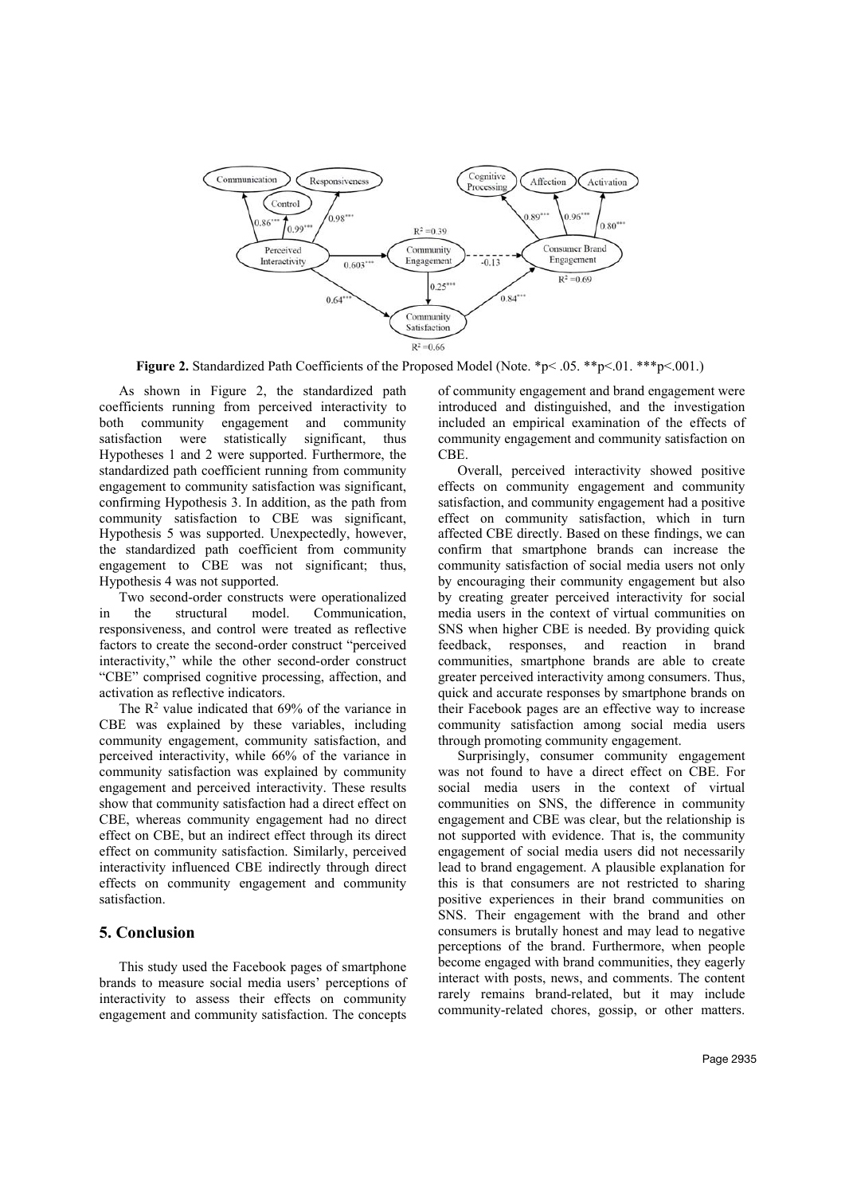**Figure 2.** Standardized Path Coefficients of the Proposed Model (Note. *p< .05. **p<.01. ***p<.001.)

As shown in Figure 2, the standardized path coefficients running from perceived interactivity to both community engagement and community satisfaction were statistically significant, thus Hypotheses 1 and 2 were supported. Furthermore, the standardized path coefficient running from community engagement to community satisfaction was significant, confirming Hypothesis 3. In addition, as the path from community satisfaction to CBE was significant, Hypothesis 5 was supported. Unexpectedly, however, the standardized path coefficient from community engagement to CBE was not significant; thus, Hypothesis 4 was not supported.

Two second-order constructs were operationalized in the structural model. Communication, responsiveness, and control were treated as reflective factors to create the second-order construct "perceived interactivity," while the other second-order construct "CBE" comprised cognitive processing, affection, and activation as reflective indicators.

The $R^2$ value indicated that 69% of the variance in CBE was explained by these variables, including community engagement, community satisfaction, and perceived interactivity, while 66% of the variance in community satisfaction was explained by community engagement and perceived interactivity. These results show that community satisfaction had a direct effect on CBE, whereas community engagement had no direct effect on CBE, but an indirect effect through its direct effect on community satisfaction. Similarly, perceived interactivity influenced CBE indirectly through direct effects on community engagement and community satisfaction.

## 5. Conclusion

This study used the Facebook pages of smartphone brands to measure social media users' perceptions of interactivity to assess their effects on community engagement and community satisfaction. The concepts of community engagement and brand engagement were introduced and distinguished, and the investigation included an empirical examination of the effects of community engagement and community satisfaction on CBE.

Overall, perceived interactivity showed positive effects on community engagement and community satisfaction, and community engagement had a positive effect on community satisfaction, which in turn affected CBE directly. Based on these findings, we can confirm that smartphone brands can increase the community satisfaction of social media users not only by encouraging their community engagement but also by creating greater perceived interactivity for social media users in the context of virtual communities on SNS when higher CBE is needed. By providing quick feedback, responses, and reaction in brand communities, smartphone brands are able to create greater perceived interactivity among consumers. Thus, quick and accurate responses by smartphone brands on their Facebook pages are an effective way to increase community satisfaction among social media users through promoting community engagement.

Surprisingly, consumer community engagement was not found to have a direct effect on CBE. For social media users in the context of virtual communities on SNS, the difference in community engagement and CBE was clear, but the relationship is not supported with evidence. That is, the community engagement of social media users did not necessarily lead to brand engagement. A plausible explanation for this is that consumers are not restricted to sharing positive experiences in their brand communities on SNS. Their engagement with the brand and other consumers is brutally honest and may lead to negative perceptions of the brand. Furthermore, when people become engaged with brand communities, they eagerly interact with posts, news, and comments. The content rarely remains brand-related, but it may include community-related chores, gossip, or other matters.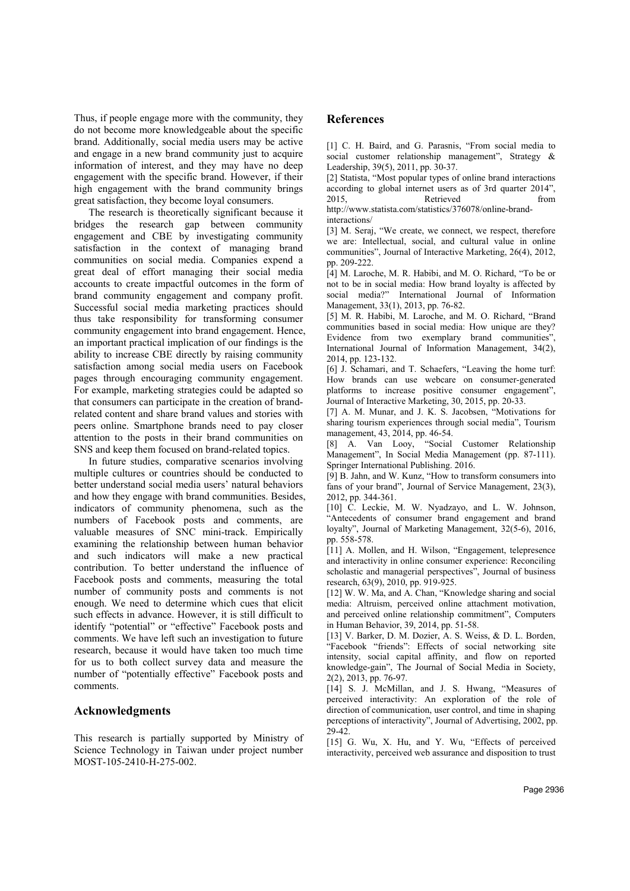Thus, if people engage more with the community, they do not become more knowledgeable about the specific brand. Additionally, social media users may be active and engage in a new brand community just to acquire information of interest, and they may have no deep engagement with the specific brand. However, if their high engagement with the brand community brings great satisfaction, they become loyal consumers.

The research is theoretically significant because it bridges the research gap between community engagement and CBE by investigating community satisfaction in the context of managing brand communities on social media. Companies expend a great deal of effort managing their social media accounts to create impactful outcomes in the form of brand community engagement and company profit. Successful social media marketing practices should thus take responsibility for transforming consumer community engagement into brand engagement. Hence, an important practical implication of our findings is the ability to increase CBE directly by raising community satisfaction among social media users on Facebook pages through encouraging community engagement. For example, marketing strategies could be adapted so that consumers can participate in the creation of brand-related content and share brand values and stories with peers online. Smartphone brands need to pay closer attention to the posts in their brand communities on SNS and keep them focused on brand-related topics.

In future studies, comparative scenarios involving multiple cultures or countries should be conducted to better understand social media users' natural behaviors and how they engage with brand communities. Besides, indicators of community phenomena, such as the numbers of Facebook posts and comments, are valuable measures of SNC mini-track. Empirically examining the relationship between human behavior and such indicators will make a new practical contribution. To better understand the influence of Facebook posts and comments, measuring the total number of community posts and comments is not enough. We need to determine which cues that elicit such effects in advance. However, it is still difficult to identify "potential" or "effective" Facebook posts and comments. We have left such an investigation to future research, because it would have taken too much time for us to both collect survey data and measure the number of "potentially effective" Facebook posts and comments.

## Acknowledgments

This research is partially supported by Ministry of Science Technology in Taiwan under project number MOST-105-2410-H-275-002.

## References

[1] C. H. Baird, and G. Parasnis, "From social media to social customer relationship management", Strategy & Leadership, 39(5), 2011, pp. 30-37.

[2] Statista, "Most popular types of online brand interactions according to global internet users as of 3rd quarter 2014", 2015, Retrieved from http://www.statista.com/statistics/376078/online-brand-interactions/

[3] M. Seraj, "We create, we connect, we respect, therefore we are: Intellectual, social, and cultural value in online communities", Journal of Interactive Marketing, 26(4), 2012, pp. 209-222.

[4] M. Laroche, M. R. Habibi, and M. O. Richard, "To be or not to be in social media: How brand loyalty is affected by social media?" International Journal of Information Management, 33(1), 2013, pp. 76-82.

[5] M. R. Habibi, M. Laroche, and M. O. Richard, "Brand communities based in social media: How unique are they? Evidence from two exemplary brand communities", International Journal of Information Management, 34(2), 2014, pp. 123-132.

[6] J. Schamari, and T. Schaefers, "Leaving the home turf: How brands can use webcare on consumer-generated platforms to increase positive consumer engagement", Journal of Interactive Marketing, 30, 2015, pp. 20-33.

[7] A. M. Munar, and J. K. S. Jacobsen, "Motivations for sharing tourism experiences through social media", Tourism management, 43, 2014, pp. 46-54.

[8] A. Van Looy, "Social Customer Relationship Management", In Social Media Management (pp. 87-111). Springer International Publishing. 2016.

[9] B. Jahn, and W. Kunz, "How to transform consumers into fans of your brand", Journal of Service Management, 23(3), 2012, pp. 344-361.

[10] C. Leckie, M. W. Nyadzayo, and L. W. Johnson, "Antecedents of consumer brand engagement and brand loyalty", Journal of Marketing Management, 32(5-6), 2016, pp. 558-578.

[11] A. Mollen, and H. Wilson, "Engagement, telepresence and interactivity in online consumer experience: Reconciling scholastic and managerial perspectives", Journal of business research, 63(9), 2010, pp. 919-925.

[12] W. W. Ma, and A. Chan, "Knowledge sharing and social media: Altruism, perceived online attachment motivation, and perceived online relationship commitment", Computers in Human Behavior, 39, 2014, pp. 51-58.

[13] V. Barker, D. M. Dozier, A. S. Weiss, & D. L. Borden, "Facebook "friends": Effects of social networking site intensity, social capital affinity, and flow on reported knowledge-gain", The Journal of Social Media in Society, 2(2), 2013, pp. 76-97.

[14] S. J. McMillan, and J. S. Hwang, "Measures of perceived interactivity: An exploration of the role of direction of communication, user control, and time in shaping perceptions of interactivity", Journal of Advertising, 2002, pp. 29-42.

[15] G. Wu, X. Hu, and Y. Wu, "Effects of perceived interactivity, perceived web assurance and disposition to trust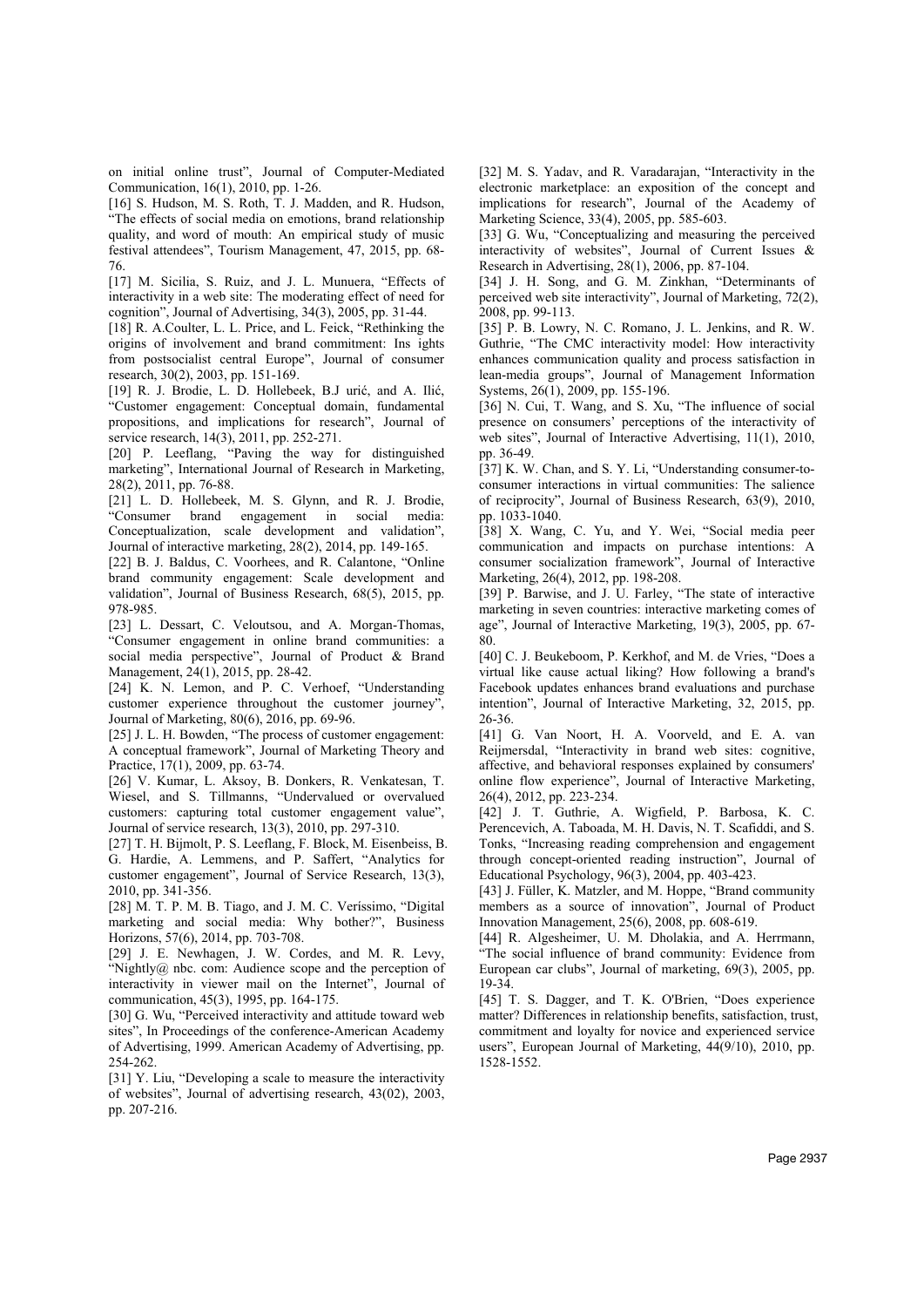on initial online trust", Journal of Computer-Mediated Communication, 16(1), 2010, pp. 1-26.

[16] S. Hudson, M. S. Roth, T. J. Madden, and R. Hudson, "The effects of social media on emotions, brand relationship quality, and word of mouth: An empirical study of music festival attendees", Tourism Management, 47, 2015, pp. 68-76.

[17] M. Sicilia, S. Ruiz, and J. L. Munuera, "Effects of interactivity in a web site: The moderating effect of need for cognition", Journal of Advertising, 34(3), 2005, pp. 31-44.

[18] R. A.Coulter, L. L. Price, and L. Feick, "Rethinking the origins of involvement and brand commitment: Ins ights from postsocialist central Europe", Journal of consumer research, 30(2), 2003, pp. 151-169.

[19] R. J. Brodie, L. D. Hollebeek, B.J urić, and A. Ilić, "Customer engagement: Conceptual domain, fundamental propositions, and implications for research", Journal of service research, 14(3), 2011, pp. 252-271.

[20] P. Leeflang, "Paving the way for distinguished marketing", International Journal of Research in Marketing, 28(2), 2011, pp. 76-88.

[21] L. D. Hollebeek, M. S. Glynn, and R. J. Brodie, "Consumer brand engagement in social media: Conceptualization, scale development and validation", Journal of interactive marketing, 28(2), 2014, pp. 149-165.

[22] B. J. Baldus, C. Voorhees, and R. Calantone, "Online brand community engagement: Scale development and validation", Journal of Business Research, 68(5), 2015, pp. 978-985.

[23] L. Dessart, C. Veloutsou, and A. Morgan-Thomas, "Consumer engagement in online brand communities: a social media perspective", Journal of Product & Brand Management, 24(1), 2015, pp. 28-42.

[24] K. N. Lemon, and P. C. Verhoef, "Understanding customer experience throughout the customer journey", Journal of Marketing, 80(6), 2016, pp. 69-96.

[25] J. L. H. Bowden, "The process of customer engagement: A conceptual framework", Journal of Marketing Theory and Practice, 17(1), 2009, pp. 63-74.

[26] V. Kumar, L. Aksoy, B. Donkers, R. Venkatesan, T. Wiesel, and S. Tillmanns, "Undervalued or overvalued customers: capturing total customer engagement value", Journal of service research, 13(3), 2010, pp. 297-310.

[27] T. H. Bijmolt, P. S. Leeflang, F. Block, M. Eisenbeiss, B. G. Hardie, A. Lemmens, and P. Saffert, "Analytics for customer engagement", Journal of Service Research, 13(3), 2010, pp. 341-356.

[28] M. T. P. M. B. Tiago, and J. M. C. Veríssimo, "Digital marketing and social media: Why bother?", Business Horizons, 57(6), 2014, pp. 703-708.

[29] J. E. Newhagen, J. W. Cordes, and M. R. Levy, "Nightly@ nbc. com: Audience scope and the perception of interactivity in viewer mail on the Internet", Journal of communication, 45(3), 1995, pp. 164-175.

[30] G. Wu, "Perceived interactivity and attitude toward web sites", In Proceedings of the conference-American Academy of Advertising, 1999. American Academy of Advertising, pp. 254-262.

[31] Y. Liu, "Developing a scale to measure the interactivity of websites", Journal of advertising research, 43(02), 2003, pp. 207-216.

[32] M. S. Yadav, and R. Varadarajan, "Interactivity in the electronic marketplace: an exposition of the concept and implications for research", Journal of the Academy of Marketing Science, 33(4), 2005, pp. 585-603.

[33] G. Wu, "Conceptualizing and measuring the perceived interactivity of websites", Journal of Current Issues & Research in Advertising, 28(1), 2006, pp. 87-104.

[34] J. H. Song, and G. M. Zinkhan, "Determinants of perceived web site interactivity", Journal of Marketing, 72(2), 2008, pp. 99-113.

[35] P. B. Lowry, N. C. Romano, J. L. Jenkins, and R. W. Guthrie, "The CMC interactivity model: How interactivity enhances communication quality and process satisfaction in lean-media groups", Journal of Management Information Systems, 26(1), 2009, pp. 155-196.

[36] N. Cui, T. Wang, and S. Xu, "The influence of social presence on consumers' perceptions of the interactivity of web sites", Journal of Interactive Advertising, 11(1), 2010, pp. 36-49.

[37] K. W. Chan, and S. Y. Li, "Understanding consumer-to-consumer interactions in virtual communities: The salience of reciprocity", Journal of Business Research, 63(9), 2010, pp. 1033-1040.

[38] X. Wang, C. Yu, and Y. Wei, "Social media peer communication and impacts on purchase intentions: A consumer socialization framework", Journal of Interactive Marketing, 26(4), 2012, pp. 198-208.

[39] P. Barwise, and J. U. Farley, "The state of interactive marketing in seven countries: interactive marketing comes of age", Journal of Interactive Marketing, 19(3), 2005, pp. 67-80.

[40] C. J. Beukeboom, P. Kerkhof, and M. de Vries, "Does a virtual like cause actual liking? How following a brand's Facebook updates enhances brand evaluations and purchase intention", Journal of Interactive Marketing, 32, 2015, pp. 26-36.

[41] G. Van Noort, H. A. Voorveld, and E. A. van Reijmersdal, "Interactivity in brand web sites: cognitive, affective, and behavioral responses explained by consumers' online flow experience", Journal of Interactive Marketing, 26(4), 2012, pp. 223-234.

[42] J. T. Guthrie, A. Wigfield, P. Barbosa, K. C. Perencevich, A. Taboada, M. H. Davis, N. T. Scafiddi, and S. Tonks, "Increasing reading comprehension and engagement through concept-oriented reading instruction", Journal of Educational Psychology, 96(3), 2004, pp. 403-423.

[43] J. Füller, K. Matzler, and M. Hoppe, "Brand community members as a source of innovation", Journal of Product Innovation Management, 25(6), 2008, pp. 608-619.

[44] R. Algesheimer, U. M. Dholakia, and A. Herrmann, "The social influence of brand community: Evidence from European car clubs", Journal of marketing, 69(3), 2005, pp. 19-34.

[45] T. S. Dagger, and T. K. O'Brien, "Does experience matter? Differences in relationship benefits, satisfaction, trust, commitment and loyalty for novice and experienced service users", European Journal of Marketing, 44(9/10), 2010, pp. 1528-1552.